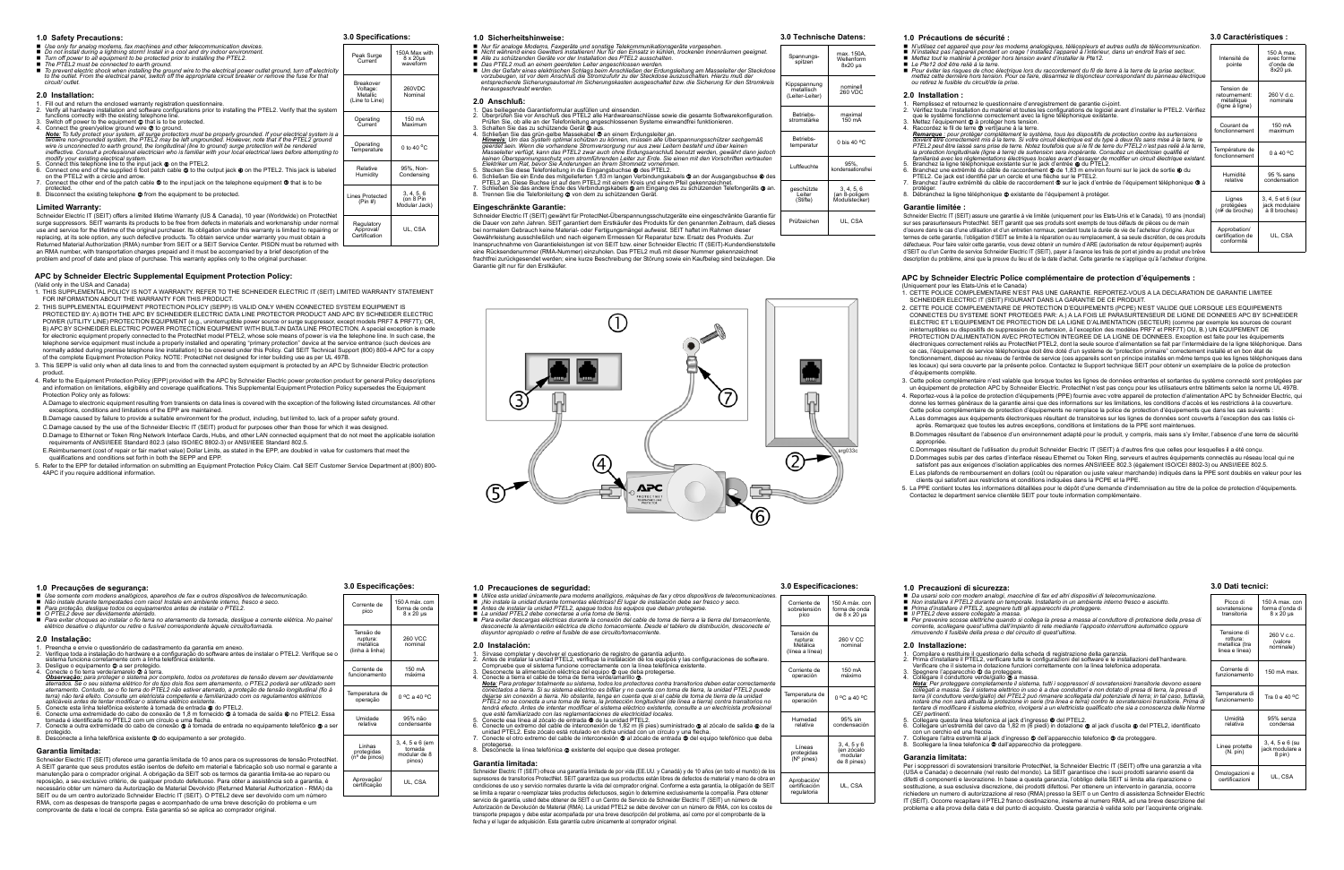## 1.0 Safety Precautions:

- *Use only for analog modems, fax machines and other telecommunication devices.*
- *Do not install during a lightning storm! Install in a cool and dry indoor environment.*
- *Turn off power to all equipment to be protected prior to installing the PTEL2.*
- *The PTEL2 must be connected to earth ground.*
- *To prevent electric shock when installing the ground wire to the electrical power outlet ground, turn off electricity to the outlet. From the electrical panel, switch off the appropriate circuit breaker or remove the fuse for that circuit outlet.*

## 2.0 Installation:

1. Fill out and return the enclosed warranty registration questionnaire.
2. Verify all hardware installation and software configurations prior to installing the PTEL2. Verify that the system functions correctly with the existing telephone line.
3. Switch off power to the equipment ⑦ that is to be protected.
4. Connect the green/yellow ground wire ① to ground.
   ***Note:*** *To fully protect your system, all surge protectors must be properly grounded. If your electrical system is a two-wire non-grounded system, the PTEL2 may be left ungrounded. However, note that if the PTEL2 ground wire is unconnected to earth ground, the longitudinal (line to ground) surge protection will be rendered ineffective. Consult a professional electrician who is familiar with your local electrical laws before attempting to modify your existing electrical system.*
5. Connect this telephone line to the input jack ② on the PTEL2.
6. Connect one end of the supplied 6 foot patch cable ④ to the output jack ③ on the PTEL2. This jack is labeled on the PTEL2 with a circle and arrow.
7. Connect the other end of the patch cable ④ to the input jack on the telephone equipment ⑥ that is to be protected.
8. Disconnect the existing telephone ⑤ from the equipment to be protected.

## 3.0 Specifications:

| | |
|---|---|
| Peak Surge Current | 150A Max with 8 x 20µs waveform |
| Breakover Voltage: Metallic (Line to Line) | 260VDC Nominal |
| Operating Current | 150 mA Maximum |
| Operating Temperature | 0 to 40 °C |
| Relative Humidity | 95%, Non-Condensing |
| Lines Protected (Pin #) | 3, 4, 5, 6 (on 8 Pin Modular Jack) |
| Regulatory Approval/ Certification | UL, CSA |

### Limited Warranty:

Schneider Electric IT (SEIT) offers a limited lifetime Warranty (US & Canada), 10 year (Worldwide) on ProtectNet surge suppressors. SEIT warrants its products to be free from defects in materials and workmanship under normal use and service for the lifetime of the original purchaser. Its obligation under this warranty is limited to repairing or replacing, at its sole option, any such defective products. To obtain service under warranty you must obtain a Returned Material Authorization (RMA) number from SEIT or a SEIT Service Center. PISDN must be returned with an RMA number, with transportation charges prepaid and it must be accompanied by a brief description of the problem and proof of date and place of purchase. This warranty applies only to the original purchaser.

### APC by Schneider Electric Supplemental Equipment Protection Policy:

(Valid only in the USA and Canada)

1. THIS SUPPLEMENTAL POLICY IS NOT A WARRANTY. REFER TO THE SCHNEIDER ELECTRIC IT (SEIT) LIMITED WARRANTY STATEMENT FOR INFORMATION ABOUT THE WARRANTY FOR THIS PRODUCT.
2. THIS SUPPLEMENTAL EQUIPMENT PROTECTION POLICY (SEPP) IS VALID ONLY WHEN CONNECTED SYSTEM EQUIPMENT IS PROTECTED BY: A) BOTH THE APC BY SCHNEIDER ELECTRIC DATA LINE PROTECTOR PRODUCT AND APC BY SCHNEIDER ELECTRIC POWER (UTILITY LINE) PROTECTION EQUIPMENT (e.g., uninterruptible power source or surge suppressor, except models PRF7 & PRF7T). OR, B) APC BY SCHNEIDER ELECTRIC POWER PROTECTION EQUIPMENT WITH BUILT-IN DATA LINE PROTECTION. A special exception is made for electronic equipment properly connected to the ProtectNet model PTEL2, whose sole means of power is via the telephone line. In such case, the telephone service equipment must include a properly installed and operating "primary protection" device at the service entrance (such devices are normally added during premise telephone line installation) to be covered under this Policy. Call SEIT Technical Support (800) 800-4 APC for a copy of the complete Equipment Protection Policy. NOTE: ProtectNet not designed for inter building use as per UL 497B.
3. This SEPP is valid only when all data lines to and from the connected system equipment is protected by an APC by Schneider Electric protection product.
4. Refer to the Equipment Protection Policy (EPP) provided with the APC by Schneider Electric power protection product for general Policy descriptions and information on limitations, eligibility and coverage qualifications. This Supplemental Equipment Protection Policy supersedes the Equipment Protection Policy only as follows:
   A.Damage to electronic equipment resulting from transients on data lines is covered with the exception of the following listed circumstances. All other exceptions, conditions and limitations of the EPP are maintained.
   B.Damage caused by failure to provide a suitable environment for the product, including, but limited to, lack of a proper safety ground.
   C.Damage caused by the use of the Schneider Electric IT (SEIT) product for purposes other than those for which it was designed.
   D.Damage to Ethernet or Token Ring Network Interface Cards, Hubs, and other LAN connected equipment that do not meet the applicable isolation requirements of ANSI/IEEE Standard 802.3 (also ISO/IEC 8802-3) or ANSI/IEEE Standard 802.5.
   E.Reimbursement (cost of repair or fair market value) Dollar Limits, as stated in the EPP, are doubled in value for customers that meet the qualifications and conditions set forth in both the SEPP and EPP.
5. Refer to the EPP for detailed information on submitting an Equipment Protection Policy Claim. Call SEIT Customer Service Department at (800) 800-4APC if you require additional information.

## 1.0 Sicherheitshinweise:

- *Nur für analoge Modems, Faxgeräte und sonstige Telekommunikationsgeräte vorgesehen.*
- *Nicht während eines Gewitters installieren! Nur für den Einsatz in kühlen, trockenen Innenräumen geeignet.*
- *Alle zu schützenden Geräte vor der Installation des PTEL2 ausschalten.*
- *Das PTEL2 muß an einem geerdeten Leiter angeschlossen werden.*
- *Um der Gefahr eines elektrischen Schlags beim Anschließen der Erdungsleitung am Masseleiter der Steckdose vorzubeugen, ist vor dem Anschluß die Stromzufuhr zu der Steckdose auszuschalten. Hierzu muß der entsprechende Sicherungsautomat im Sicherungskasten ausgeschaltet bzw. die Sicherung für den Stromkreis herausgeschraubt werden.*

## 2.0 Anschluß:

1. Das beiliegende Garantieformular ausfüllen und einsenden.
2. Überprüfen Sie vor Anschluß des PTEL2 alle Hardwareanschlüsse sowie die gesamte Softwarekonfiguration. Prüfen Sie, ob alle an der Telefonleitung angeschlossenen Systeme einwandfrei funktionieren.
3. Schalten Sie das zu schützende Gerät ⑦ aus.
4. Schließen Sie das grün-gelbe Massekabel ① an einem Erdungsleiter an.
   ***Hinweis:*** *Um das System optimal schützen zu können, müssen alle Überspannungsschützer sachgemäß geerdet sein. Wenn die vorhandene Stromversorgung nur aus zwei Leitern besteht und über keinen Masseleiter verfügt, kann das PTEL2 zwar auch ohne Erdungsanschluß benutzt werden, gewährt dann jedoch keinen Überspannungsschutz vom stromführenden Leiter zur Erde. Sie müssen mit den Vorschriften vertrauten Elektriker um Rat, bevor Sie Änderungen an Ihrem Stromnetz vornehmen.*
5. Stecken Sie diese Telefonleitung in die Eingangsbuchse ② des PTEL2.
6. Schließen Sie ein Ende des mitgelieferten 1,83 m langen Verbindungskabels ④ an der Ausgangsbuchse ③ des PTEL2 an. Diese Buchse ist auf dem PTEL2 mit einem Kreis und einem Pfeil gekennzeichnet.
7. Schließen Sie das andere Ende des Verbindungskabels ④ am Eingang des zu schützenden Telefongeräts ⑥ an.
8. Trennen Sie die Telefonleitung ⑤ von dem zu schützenden Gerät.

## 3.0 Technische Daten:

| | |
|---|---|
| Spannungs-spitzen | max. 150A, Wellenform 8x20 µs |
| Kippspannung metallisch (Leiter-Leiter) | nominell 260 VDC |
| Betriebs-stromstärke | maximal 150 mA |
| Betriebs-temperatur | 0 bis 40 °C |
| Luftfeuchte | 95%, kondensationsfrei |
| geschützte Leiter (Stifte) | 3, 4, 5, 6 (an 8-poligem Modulstecker) |
| Prüfzeichen | UL, CSA |

### Eingeschränkte Garantie:

Schneider Electric IT (SEIT) gewährt für ProtectNet-Überspannungsschutzgeräte eine eingeschränkte Garantie für die Dauer von zehn Jahren. SEIT garantiert dem Erstkäufer des Produkts für den genannten Zeitraum, daß dieses bei normalem Gebrauch keine Material- oder Fertigungsmängel aufweist. SEIT haftet im Rahmen dieser Gewährleistung ausschließlich und nach eigenem Ermessen für Reparatur bzw. Ersatz des Produkts. Zur Inanspruchnahme von Garantieleistungen ist von SEIT bzw. einer Schneider Electric IT (SEIT)-Kundendienststelle eine Rücksendenummer (RMA-Nummer) einzuholen. Das PTEL2 muß mit dieser Nummer gekennzeichnet frachtfrei zurückgesendet werden; eine kurze Beschreibung der Störung sowie ein Kaufbeleg sind beizulegen. Die Garantie gilt nur für den Erstkäufer.

## 1.0 Précautions de sécurité :

- *N'utilisez cet appareil que pour les modems analogiques, télécopieurs et autres outils de télécommunication.*
- *N'installez pas l'appareil pendant un orage ! Installez l'appareil à l'intérieur, dans un endroit frais et sec.*
- *Mettez tout le matériel à protéger hors tension avant d'installer le Pte12.*
- *Le Pte12 doit être relié à la terre.*
- *Pour éviter les risques de choc électrique lors du raccordement du fil de terre à la terre de la prise secteur, mettez cette dernière hors tension. Pour ce faire, désarmez le disjoncteur correspondant du panneau électrique ou retirez le fusible du circuit/de la prise.*

## 2.0 Installation :

1. Remplissez et retournez le questionnaire d'enregistrement de garantie ci-joint.
2. Vérifiez toute l'installation du matériel et toutes les configurations de logiciel avant d'installer le PTEL2. Vérifiez que le système fonctionne correctement avec la ligne téléphonique existante.
3. Mettez l'équipement ⑦ à protéger hors tension.
4. Raccordez le fil de terre ① vert/jaune à la terre.
   ***Remarque :*** *pour protéger complètement le système, tous les dispositifs de protection contre les surtensions doivent être correctement mis à la terre. Si votre circuit électrique est du type à deux fils sans mise à la terre, le PTEL2 peut être laissé sans prise de terre. Notez toutefois que si le fil de terre du PTEL2 n'est pas relié à la terre, la protection longitudinale (ligne à terre) de surtension sera inopérante. Consultez un électricien qualifié et familiarisé avec les réglementations électriques locales avant d'essayer de modifier un circuit électrique existant.*
5. Branchez la ligne téléphonique existante sur le jack d'entrée ② du PTEL2.
6. Branchez une extrémité du câble de raccordement ④ de 1,83 m environ fourni sur le jack de sortie ③ du PTEL2. Ce jack est identifié par un cercle et une flèche sur le PTEL2.
7. Branchez l'autre extrémité du câble de raccordement ④ sur le jack d'entrée de l'équipement téléphonique ⑥ à protéger.
8. Débranchez la ligne téléphonique ⑤ existante de l'équipement à protéger.

## 3.0 Caractéristiques :

| | |
|---|---|
| Intensité de pointe | 150 A max. avec forme d'onde de 8x20 µs |
| Tension de retournement: métallique (ligne à ligne) | 260 V d.c. nominale |
| Courant de fonctionnement | 150 mA maximum |
| Température de fonctionnement | 0 à 40 °C |
| Humidité relative | 95 % sans condensation |
| Lignes protégées (n# de broche) | 3, 4, 5 et 6 (sur jack modulaire à 8 broches) |
| Approbation/ certification de conformité | UL, CSA |

### Garantie limitée :

Schneider Electric IT (SEIT) assure une garantie à vie limitée (uniquement pour les Etats-Unis et le Canada), 10 ans (mondial) sur ses parasurtenseurs ProtectNet. SEIT garantit que ses produits sont exempts de tous défauts de pièces ou de main d'oeuvre dans le cas d'une utilisation et d'un entretien normaux, pendant toute la durée de vie de l'acheteur d'origine. Aux termes de cette garantie, l'obligation d'SEIT se limite à la réparation ou au remplacement, à sa seule discrétion, de ces produits défectueux. Pour faire valoir cette garantie, vous devez obtenir un numéro d'ARE (autorisation de retour équipement) auprès d'SEIT ou d'un Centre de service Schneider Electric IT (SEIT), payer à l'avance les frais de port et joindre au produit une brève description du problème, ainsi que la preuve du lieu et de la date d'achat. Cette garantie ne s'applique qu'à l'acheteur d'origine.

### APC by Schneider Electric Police complémentaire de protection d'équipements :

(Uniquement pour les Etats-Unis et le Canada)

1. CETTE POLICE COMPLEMENTAIRE N'EST PAS UNE GARANTIE. REPORTEZ-VOUS A LA DECLARATION DE GARANTIE LIMITEE SCHNEIDER ELECTRIC IT (SEIT) FIGURANT DANS LA GARANTIE DE CE PRODUIT.
2. CETTE POLICE COMPLEMENTAIRE DE PROTECTION D'EQUIPEMENTS (PCPE) N'EST VALIDE QUE LORSQUE LES EQUIPEMENTS CONNECTES DU SYSTEME SONT PROTEGES PAR: A.) A LA FOIS LE PARASURTENSEUR DE LIGNE DE DONNEES APC BY SCHNEIDER ELECTRIC ET L'EQUIPEMENT DE PROTECTION DE LA LIGNE D'ALIMENTATION (SECTEUR) (comme par exemple les sources de courant ininterruptibles ou dispositifs de suppression de surtension, à l'exception des modèles PRF7 et PRF7T) OU, B.) UN EQUIPEMENT DE PROTECTION D'ALIMENTATION AVEC PROTECTION INTEGREE DE LA LIGNE DE DONNEES. Exception est faite pour les équipements électroniques correctement reliés au ProtectNet PTEL2, dont la seule source d'alimentation se fait par l'intermédiaire de la ligne téléphonique. Dans ce cas, l'équipement de service téléphonique doit être doté d'un système de "protection primaire" correctement installé et en bon état de fonctionnement, disposé au niveau de l'entrée de service (ces dispositifs sont en principe installés en même temps que les lignes téléphoniques dans les locaux) qui sera couverte par la présente police. Contactez le Support technique SEIT pour obtenir un exemplaire de la police de protection d'équipements complète.
3. Cette police complémentaire n'est valable que lorsque toutes les lignes de données entrantes et sortantes du système connecté sont protégées par un équipement de protection APC by Schneider Electric. ProtectNet n'est pas conçu pour les utilisations entre bâtiments selon la norme UL 497B.
4. Reportez-vous à la police de protection d'équipements (PPE) fournie avec votre appareil de protection d'alimentation APC by Schneider Electric, qui donne les termes généraux de la garantie ainsi que des informations sur les limitations, les conditions d'accès et les restrictions à la couverture. Cette police complémentaire de protection d'équipements ne remplace la police de protection d'équipements que dans les cas suivants :
   A.Les dommages aux équipements électroniques résultant de transitoires sur les lignes de données sont couverts à l'exception des cas listés ci-après. Remarquez que toutes les autres exceptions, conditions et limitations de la PPE sont maintenues.
   B.Dommages résultant de l'absence d'un environnement adapté pour le produit, y compris, mais sans s'y limiter, l'absence d'une terre de sécurité appropriée.
   C.Dommages résultant de l'utilisation du produit Schneider Electric IT (SEIT) à d'autres fins que celles pour lesquelles il a été conçu.
   D.Dommages subis par des cartes d'interface réseau Ethernet ou Token Ring, serveurs et autres équipements connectés au réseau local qui ne satisfont pas aux exigences d'isolation applicables des normes ANSI/IEEE 802.3 (également ISO/CEI 8802-3) ou ANSI/IEEE 802.5.
   E.Les plafonds de remboursement en dollars (coût ou réparation ou juste valeur marchande) indiqués dans la PPE sont doublés en valeur pour les clients qui satisfont aux restrictions et conditions indiquées dans la PCPE et la PPE.
5. La PPE contient toutes les informations détaillées pour le dépôt d'une demande d'indemnisation au titre de la police de protection d'équipements. Contactez le departement service clientèle SEIT pour toute information complémentaire.

## 1.0 Precauções de segurança:

- *Use somente com modems analógicos, aparelhos de fax e outros dispositivos de telecomunicação.*
- *Não instale durante tempestades com raios! Instale em ambiente interno, fresco e seco.*
- *Para proteção, desligue todos os equipamentos antes de instalar o PTEL2.*
- *O PTEL2 deve ser devidamente aterrado.*
- *Para evitar choques ao instalar o fio terra no aterramento da tomada, desligue a corrente elétrica. No painel elétrico desative o disjuntor ou retire o fusível correspondente àquele circuito/tomada.*

## 2.0 Instalação:

1. Preencha e envie o questionário de cadastramento da garantia em anexo.
2. Verifique toda a instalação do hardware e a configuração do software antes de instalar o PTEL2. Verifique se o sistema funciona corretamente com a linha telefônica existente.
3. Desligue o equipamento ⑦ a ser protegido.
4. Conecte o fio terra verde/amarelo ① à terra.
   ***Observação:*** *para proteger o sistema por completo, todos os protetores de tensão devem ser devidamente aterrados. Se o seu sistema elétrico for do tipo dois fios sem aterramento, o PTEL2 poderá ser utilizado sem aterramento. Contudo, se o fio terra do PTEL2 não estiver aterrado, a proteção de tensão longitudinal (fio à terra) não terá efeito. Consulte um eletricista competente e familiarizado com os regulamentos elétricos aplicáveis antes de tentar modificar o sistema elétrico existente.*
5. Conecte esta linha telefônica existente à tomada de entrada ② do PTEL2.
6. Conecte uma extremidade do cabo de conexão de 1,8 m fornecido ④ à tomada de saída ③ no PTEL2. Essa tomada é identificada no PTEL2 com um círculo e uma flecha.
7. Conecte a outra extremidade do cabo de conexão ④ à tomada de entrada no equipamento telefônico ⑥ a ser protegido.
8. Desconecte a linha telefônica existente ⑤ do equipamento a ser protegido.

## 3.0 Especificações:

| | |
|---|---|
| Corrente de pico | 150 A máx. com forma de onda 8 x 20 µs |
| Tensão de ruptura: metálica (linha à linha) | 260 VCC nominal |
| Corrente de funcionamento | 150 mA máximo |
| Temperatura de operação | 0 ºC a 40 ºC |
| Umidade relativa | 95% não condensante |
| Linhas protegidas (nº de pinos) | 3, 4, 5 e 6 (em tomada modular de 8 pinos) |
| Aprovação/ certificação | UL, CSA |

### Garantia limitada:

Schneider Electric IT (SEIT) oferece uma garantia limitada de 10 anos para os supressores de tensão ProtectNet. A SEIT garante que seus produtos estão isentos de defeito em material e fabricação sob uso normal e garante a manutenção para o comprador original. A obrigação da SEIT sob os termos da garantia limita-se ao reparo ou reposição, a seu exclusivo critério, de qualquer produto defeituoso. Para obter a assistência sob a garantia, é necessário obter um número de Autorização de Material Devolvido (Returned Material Authorization - RMA) da SEIT ou de um centro autorizado Schneider Electric IT (SEIT). O PTEL2 deve ser devolvido com um número RMA, com as despesas de transporte pagas e acompanhado de uma breve descrição do problema e um comprovante de data e local de compra. Esta garantia só se aplica ao comprador original.

## 1.0 Precauciones de seguridad:

- *Utilice este unidad únicamente para modems analógicos, máquinas de fax y otros dispositivos de telecomunicaciones.*
- *¡No instale la unidad durante tormentas eléctricas! El lugar de instalación debe ser fresco y seco.*
- *Antes de instalar la unidad PTEL2, apague todos los equipos que deban protegerse.*
- *La unidad PTEL2 debe conectarse a una toma de tierra.*
- *Para evitar descargas eléctricas durante la conexión del cable de toma de tierra a la tierra del tomacorriente, desconecte la alimentación eléctrica de dicho tomacorriente. Desde el tablero de distribución, desconecte el disyuntor apropiado o retire el fusible de ese circuito/tomacorriente.*

## 2.0 Instalación:

1. Sírvase completar y devolver el cuestionario de registro de garantía adjunto.
2. Antes de instalar la unidad PTEL2, verifique la instalación de los equipos y las configuraciones de software. Compruebe que el sistema funcione correctamente con la línea telefónica existente.
3. Desconecte la alimentación eléctrica del equipo ⑦ que deba protegerse.
4. Conecte a tierra el cable de toma de tierra verde/amarillo ①.
   ***Nota:*** *Para proteger totalmente su sistema, todos los protectores contra transitorios deben estar correctamente conectados a tierra. Si su sistema eléctrico es bifilar y no cuenta con toma de tierra, la unidad PTEL2 puede dejarse sin conexión a tierra. No obstante, tenga en cuenta que si el cable de toma de tierra de la unidad PTEL2 no se conecta a una toma de tierra, la protección longitudinal (de línea a tierra) contra transitorios no tendrá efecto. Antes de intentar modificar el sistema eléctrico existente, consulte a un electricista profesional que esté familiarizado con las reglamentaciones de electricidad locales.*
5. Conecte esa línea al zócalo de entrada ② de la unidad PTEL2.
6. Conecte un extremo del cable de interconexión de 1,82 m (6 pies) suministrado ④ al zócalo de salida ③ de la unidad PTEL2. Este zócalo está rotulado en dicha unidad con un círculo y una flecha.
7. Conecte el otro extremo del cable de interconexión ④ al zócalo de entrada ⑥ del equipo telefónico que deba protegerse.
8. Desconecte la línea telefónica ⑤ existente del equipo que desee proteger.

## 3.0 Especificaciones:

| | |
|---|---|
| Corriente de sobretensión pico | 150 A máx. con forma de onda de 8 x 20 µs |
| Tensión de ruptura: Metálica (línea a línea) | 260 V CC nominal |
| Corriente de operación | 150 mA máximo |
| Temperatura de operación | 0 ºC a 40 ºC |
| Humedad relativa | 95% sin condensación |
| Líneas protegidas (Nº pines) | 3, 4, 5 y 6 (en zócalo modular de 8 pines) |
| Aprobación/ certificación regulatoria | UL, CSA |

### Garantía limitada:

Schneider Electric IT (SEIT) ofrece una garantía limitada de por vida (EE.UU. y Canadá) y de 10 años (en todo el mundo) de los supresores de transitorios ProtectNet. SEIT garantiza que sus productos están libres de defectos de material y mano de obra en condiciones de uso y servicio normales durante la vida del comprador original. Conforme a esta garantía, la obligación de SEIT se limita a reparar o reemplazar tales productos defectuosos, según lo determine exclusivamente la compañía. Para obtener servicio de garantía, usted debe obtener de SEIT o un Centro de Servicio de Schneider Electric IT (SEIT) un número de Autorización de Devolución de Material (RMA). La unidad PTEL2 se debe devolver con un número RMA, con los costos de transporte prepagos y debe estar acompañada por una breve descripción del problema, así como por el comprobante de la fecha y el lugar de adquisición. Esta garantía cubre únicamente al comprador original.

## 1.0 Precauzioni di sicurezza:

- *Da usarsi solo con modem analogici, macchine di fax ed altri dispositivi di telecomunicazione.*
- *Non installare il PTEL2 durante un temporale. Installarlo in un ambiente interno fresco e asciutto.*
- *Prima d'installare il PTEL2, spegnere tutti gli apparecchi da proteggere.*
- *Il PTEL2 deve essere collegato a massa.*
- *Per prevenire scosse elettriche quando si collega la presa a massa al conduttore di protezione della presa di corrente, scollegare quest'ultima dall'impianto di rete mediante l'apposito interruttore automatico oppure rimuovendo il fusibile della presa o del circuito di quest'ultima.*

## 2.0 Installazione:

1. Compilare e restituire il questionario della scheda di registrazione della garanzia.
2. Prima d'installare il PTEL2, verificare tutte le configurazioni del software e le installazioni dell'hardware. Verificare che il sistema in dotazione funzioni correttamente con la linea telefonica adoperata.
3. Spegnere l'apparecchio ⑦ da proteggere.
4. Collegare il conduttore verde/giallo ① a massa.
   ***Nota:*** *Per proteggere completamente il sistema, tutti i soppressori di sovratensioni transitorie devono essere collegati a massa. Se il sistema elettrico in uso è a due conduttori e non dotato di presa di terra, la presa di terra (il conduttore verde/giallo) del PTEL2 può rimanere scollegata dal potenziale di terra; in tal caso, tuttavia, notare che non sarà attuata la protezione in serie (fra linea e terra) contro le sovratensioni transitorie. Prima di tentare di modificare il sistema elettrico, rivolgersi a un elettricista qualificato che sia a conoscenza delle Norme CEI pertinenti.*
5. Collegare questa linea telefonica al jack d'ingresso ② del PTEL2.
6. Collegare un'estremità del cavo da 1,82 m (6 piedi) in dotazione ④ al jack d'uscita ③ del PTEL2, identificato con un cerchio ed una freccia.
7. Collegare l'altra estremità al jack d'ingresso ⑥ dell'apparecchio telefonico ④ da proteggere.
8. Scollegare la linea telefonica ⑤ dall'apparecchio da proteggere.

## 3.0 Dati tecnici:

| | |
|---|---|
| Picco di sovratensione transitoria | 150 A max. con forma d'onda di 8 x 20 µs |
| Tensione di rottura: metallica (tra linea e linea) | 260 V c.c. (valore nominale) |
| Corrente di funzionamento | 150 mA max. |
| Temperatura di funzionamento | Tra 0 e 40 ºC |
| Umidità relativa | 95% senza condensa |
| Linee protette (N. pin) | 3, 4, 5 e 6 (su jack modulare a 8 pin) |
| Omologazioni e certificazioni | UL, CSA |

### Garanzia limitata:

Per i soppressori di sovratensioni transitorie ProtectNet, la Schneider Electric IT (SEIT) offre una garanzia a vita (USA e Canada) o decennale (nel resto del mondo). La SEIT garantisce che i suoi prodotti saranno esenti da difetti di componenti e lavorazione. In base a questa garanzia, l'obbligo della SEIT si limita alla riparazione o sostituzione, a sua esclusiva discrezione, dei prodotti difettosi. Per ottenere un intervento in garanzia, occorre richiedere un numero di autorizzazione al reso (RMA) presso la SEIT o un Centro di assistenza Schneider Electric IT (SEIT). Occorre recapitare il PTEL2 franco destinazione, insieme al numero RMA, ad una breve descrizione del problema e alla prova della data e del punto di acquisto. Questa garanzia è valida solo per l'acquirente originale.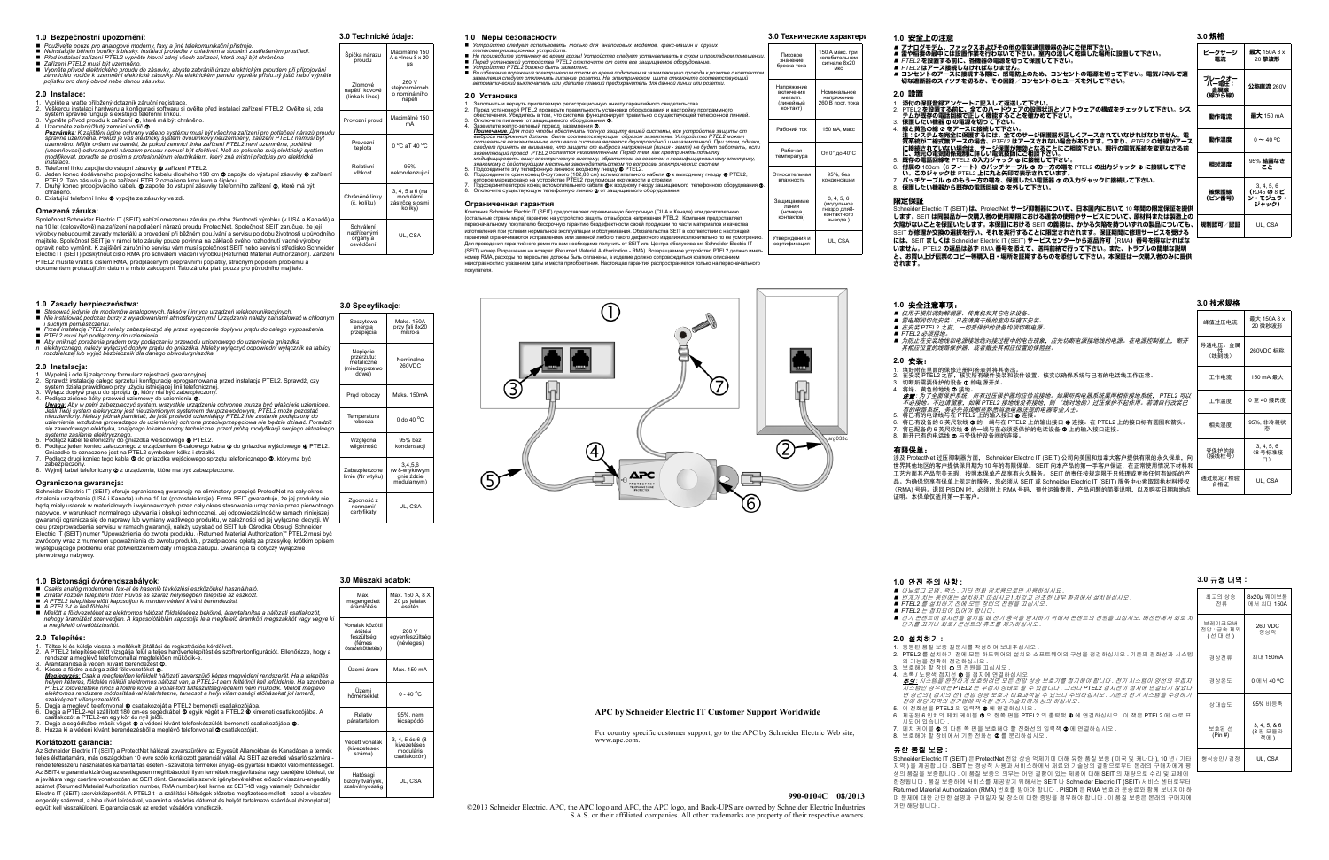## 1.0 Bezpečnostní upozornění:

- Používejte pouze pro analogové modemy, faxy a jiné telekomunikační přístroje.
- Neinstalujte během bouřky s bleskY. Instalaci proveďte v chladném a suchém zastřešeném prostředí.
- Před instalací zařízení PTEL2 vypněte hlavní zdroj všech zařízení, která mají být chráněna.
- Zařízení PTEL2 musí být uzemněno.
- Vypněte přívod elektrického proudu do zásuvky, abyste zabránili úrazu elektrickým proudem při připojování zemnicího vodiče k uzemnění elektrické zásuvky. Na elektrickém panelu vypněte příslušný jistič nebo vyjměte pojistku pro daný obvod nebo danou zásuvku.

## 2.0 Instalace:

1. Vyplňte a vraťte přiložený dotazník záruční registrace.
2. Veškerou instalaci hardwaru a konfiguraci softwaru si ověřte před instalací zařízení PTEL2. Ověřte si, zda systém správně funguje s existující telefonní linkou.
3. Vypněte přívod proudu k zařízení ②, které má být chráněno.
4. Uzemněte zelený/žlutý zemnicí vodič ④.
   *Poznámka:* K zajištění úplné ochrany vašeho systému musí být všechna zařízení pro potlačení nárazů proudu správně uzemněna. Pokud je váš elektrický systém dvoufázový neuzemněný, zařízení PTEL2 nemusí být uzemněno. Mějte ovšem na paměti, že pokud zemnicí linka zařízení PTEL2 není uzemněna, podélná (uzemňovací) ochrana proti nárazům proudu nebude mít žádný efekt. Než se pokusíte svůj elektrický systém modifikovat, poraďte se prosím s profesionálním elektrikářem, který zná místní předpisy pro elektrické instalace.
5. Telefonní linku zapojte do vstupní zásuvky ⑥ zařízení PTEL2.
6. Jeden konec dodávaného propojovacího kabelu dlouhého 180 cm ⑤ zapojte do výstupní zásuvky ⑥ zařízení PTEL2. Tato zásuvka je na zařízení PTEL2 označena kroužkem a šipkou.
7. Druhý konec propojovacího kabelu ⑤ zapojte do vstupní zásuvky telefonního zařízení ②, které má být chráněno.
8. Existující telefonní linku ① vypojte ze zásuvky ve zdi.

## Omezená záruka:

Společnost Schneider Electric IT (SEIT) nabízí omezenou záruku po dobu životnosti výrobku (v USA a Kanadě) a na 10 let (celosvětově) na zařízení na potlačení nárazů proudu ProtectNet. Společnost SEIT zaručuje, že její výrobky nebudou mít závady materiálu a provedení při běžném používání a servisu po dobu životnosti u původního majitele. Společnost SEIT je v rámci této záruky pouze povinna na základě svého rozhodnutí vadné výrobky opravit nebo vyměnit. K zajištění záručního servisu vám musí společnost SEIT nebo servisní středisko Schneider Electric IT (SEIT) poskytnout číslo RMA po schválení vrácení výrobku (Returned Material Authorization). Zařízení PTEL2 musíte vrátit s číslem RMA, předplacenými přepravními poplatky, stručným popisem problému a dokumentem prokazujícím datum a místo zakoupení. Tato záruka platí pouze pro původního majitele.

## 3.0 Technické údaje:

| | |
|---|---|
| Špička nárazu proudu | Maximálně 150 A s vlnou 8 x 20 µs |
| Zlomové napětí: kovové (linka k lince) | 260 V stejnosměrném o nominálním napětí |
| Provozní proud | Maximálně 150 mA |
| Provozní teplota | 0 °C až 40 °C |
| Relativní vlhkost | 95% nekondenzující |
| Chráněné linky (č. kolíku) | 3, 4, 5 a 6 (na modulární zástrčce s osmi kolíky) |
| Schválení nadřízenými orgány a osvědčení | UL, CSA |

## 1.0 Zasady bezpieczeństwa:

- Stosować jedynie do modemów analogowych, faksów i innych urządzeń telekomunikacyjnych.
- Nie instalować podczas burzy z wyładowaniami atmosferycznymi! Urządzenie należy zainstalować w chłodnym i suchym pomieszczeniu.
- Przed instalacją PTEL2 należy zabezpieczyć się przez wyłączenie dopływu prądu do całego wyposażenia.
- PTEL2 musi być podłączony do uziemienia.
- Aby uniknąć porażenia prądem przy podłączaniu przewodu uziomowego do uziemienia gniazdka elektrycznego, należy wyłączyć dopływ prądu do gniazdka. Należy wyłączyć odpowiedni wyłącznik na tablicy rozdzielczej lub wyjąć bezpiecznik dla danego obwodu/gniazdka.

## 2.0 Instalacja:

1. Wypełnij i odeślij załączony formularz rejestracji gwarancyjnej.
2. Sprawdź instalację całego sprzętu i konfigurację oprogramowania przed instalacją PTEL2. Sprawdź, czy system działa prawidłowo przy użyciu istniejącej linii telefonicznej.
3. Wyłącz dopływ prądu do sprzętu ②, który ma być zabezpieczony.
4. Podłącz zielono-żółty przewód uziomowy do uziemienia ④.
   *Uwaga:* Aby w pełni zabezpieczyć system, wszystkie urządzenia ochronne muszą być właściwie uziemione. Jeśli Twój system elektryczny jest nieuziemionym systemem dwuprzewodowym, PTEL2 może pozostać nieuziemiony. Należy jednak pamiętać, że jeśli przewód uziemiający PTEL2 nie zostanie podłączony do uziemienia, wzdłużna (prowadząca do uziemienia) ochrona przeciwprzepięciowa nie będzie działać. Poradzić się zawodowego elektryka, znającego lokalne normy techniczne, przed próbą modyfikacji swojego aktualnego systemu zasilania elektrycznego.
5. Podłącz kabel telefoniczny do gniazdka wejściowego ⑥ PTEL2.
6. Podłącz jeden koniec załączonego z urządzeniem 6-calowego kabla ⑤ do gniazdka wyjściowego ⑥ PTEL2. Gniazdko to oznaczone jest na PTEL2 symbolem kółka i strzałki.
7. Podłącz drugi koniec tego kabla ⑤ do gniazdka wejściowego sprzętu telefonicznego ②, który ma być zabezpieczony.
8. Wyjmij kabel telefoniczny ① z urządzenia, które ma być zabezpieczone.

## Ograniczona gwarancja:

Schneider Electric IT (SEIT) oferuje ograniczoną gwarancję na eliminatory przepięć ProtectNet na cały okres działania urządzenia (USA i Kanada) lub na 10 lat (pozostałe kraje). Firma SEIT gwarantuje, że jej produkty nie będą miały usterek w materiałowych i wykonawczych przez cały okres stosowania urządzenia przez pierwotnego nabywcę, w warunkach normalnego używania i obsługi technicznej. Jej odpowiedzialność w ramach niniejszej gwarancji ograniczona się do naprawy lub wymiany wadliwego produktu, w zależności od jej własnej decyzji. W celu przeprowadzenia serwisu w ramach gwarancji, należy uzyskać od SEIT lub Ośrodka Obsługi Schneider Electric IT (SEIT) numer "Upoważnienia do zwrotu produktu. (Returned Material Authorization)" PTEL2 musi być zwrócony wraz z numerem upoważnienia do zwrotu produktu, przedpłaconą opłatą za przesyłkę, krótkim opisem występującego problemu oraz potwierdzeniem daty i miejsca zakupu. Gwarancja ta dotyczy wyłącznie pierwotnego nabywcy.

## 3.0 Specyfikacje:

| | |
|---|---|
| Szczytowa energia przepięcia | Maks. 150A przy fali 8x20 mikro-s |
| Napięcie przebicia: metaliczne (międzyprzewodowe) | Nominalne 260VDC |
| Prąd roboczy | Maks. 150mA |
| Temperature robocza | 0 do 40 °C |
| Względna wilgotność | 95% bez kondensacji |
| Zabezpieczone linie (Nr wtyku) | 3,4,5,6 (w 8-wtykowym gnieździe modularnym) |
| Zgodność z normami/certyfikaty | UL, CSA |

## 1.0 Biztonsági óvórendszabályok:

- Csakis analóg modemmel, fax-al és hasonló távközlési eszközökkel használható.
- Zivatar közben telepíteni tilos! Hűvös és száraz helyiségben telepítse az eszközt.
- A PTEL2 telepítése előtt kapcsoljon ki minden védeni kívánt berendezést.
- A PTEL2-t le kell földelni.
- Mielőtt a földvezetéket az elektromos hálózat földeléséhez bekötné, áramtalanítsa a hálózati csatlakozót, nehogy áramütést szenvedjen. A kapcsolótáblán kapcsolja le a megfelelő áramkört megszakítót vagy vegye ki a megfelelő olvadóbiztosítót.

## 2.0 Telepítés:

1. Töltse ki és küldje vissza a mellékelt jótállási és regisztrációs kérdőívet.
2. A PTEL2 telepítése előtt végezze el a teljes hardvertelepítést és szoftverkonfigurációt. Ellenőrizze, hogy a rendszer a meglévő telefonvonallal megfelelően működik-e.
3. Áramtalanítsa a védeni kívánt berendezést ②.
4. Kösse a földre a zöld-sárga színű földvezetéket ④.
   *Megjegyzés:* Csak a megfelelően leföldelt hálózati zavarszűrő képes megvédeni rendszerét. Ha a telepítés helyén kétfázisú, földelés nélküli elektromos hálózat van, a PTEL2-t nem feltétlenül kell leföldelnie. Ha azonban a PTEL2 földvezetéke nincs a földre kötve, a vonal-föld túlfeszültségvédelem nem működik. Mielőtt meglévő elektromos rendszere módosításával kísérletezne, tanácsot a helyi villamossági előírásokat jól ismerő szakképzett villanyszerelőtől.
5. Dugja a meglévő telefonvonal ① csatlakozóját a PTEL2 bemeneti csatlakozójába.
6. Dugja a PTEL2-vel szállított 180 cm-es segédkábel ⑤ egyik végét a PTEL2 ⑥ kimeneti csatlakozójába. A csatlakozó a PTEL2-n egy kör és nyíl jelöli.
7. Dugja a segédkábel másik végét ⑤ a védeni kívánt telefonkészülék bemeneti csatlakozójába ②.
8. Húzza ki a védeni kívánt berendezésből a meglévő telefonvonal ① csatlakozóját.

## Korlátozott garancia:

Az Schneider Electric IT (SEIT) a ProtectNet hálózati zavarszűrőkre az Egyesült Államokban és Kanadában a termék teljes élettartamára, más országokban 10 évre szóló korlátozott garanciát vállal. Az SEIT az eredeti vásárló számára - rendeltetésszerű használat és karbantartás esetén - szavatolja termékei anyag- és gyártási hibáktól való mentességét. Az SEIT-t e garancia kizárólag az esetlegesen meghibásodott ilyen termékek megjavítására vagy cseréjére kötelezi, de a javításra vagy cserére vonatkozóan az SEIT dönt. Garanciális szerviz igénybevételéhez előzetes visszáru-engedély számot (Returned Material Authorization number, RMA number) kell kérnie az SEIT-től vagy valamely Schneider Electric IT (SEIT) szervizközponttól. A PTEL2-t - a szállítási költségek előzetes megfizetése mellett - ezzel a visszáru-engedély számmal, a hiba rövid leírásával, valamint a vásárlás dátumát és helyét tartalmazó számlával (bizonylattal) együtt kell visszaküldeni. E garancia csak az eredeti vásárlóra vonatkozik.

## 3.0 Műszaki adatok:

| | |
|---|---|
| Max. megengedett áramlökés | Max. 150 A, 8 X 20 μs jelalak esetén |
| Vonalak közötti átütési feszültség (fémes összeköttetés) | 260 V egyenfeszültség (névleges) |
| Üzemi áram | Max. 150 mA |
| Üzemi hőmérséklet | 0 - 40 °C |
| Relatív páratartalom | 95%, nem kicsapódó |
| Védett vonalak (kivezetések száma) | 3, 4, 5 és 6 (8-kivezetéses moduláris csatlakozón) |
| Hatósági bizonyítványok, szabványosság | UL, CSA |

## 1.0 Меры безопасности

- Устройство следует использовать только для аналоговых модемов, факс-машин и других телекоммуникационных устройств.
- Не производите установку во время грозы! Устройство следует устанавливать в сухом и прохладном помещении.
- Перед установкой устройства PTEL2 отключите от сети все защищаемое оборудование.
- Устройство PTEL2 должно быть заземлено.
- Во избежание поражения электрическим током во время подключения заземляющего провода к розетке с контактом заземления следует отключить питание розетки. На электрическом щите отключите соответствующий автоматический выключатель или удалите плавкий предохранитель для данной линии или розетки.

## 2.0 Установка

1. Заполните и верните прилагаемую регистрационную анкету гарантийного свидетельства.
2. Перед установкой PTEL2 проверьте правильность установки оборудования и настройку программного обеспечения. Убедитесь в том, что система функционирует правильно с существующей телефонной линией.
3. Отключите питание от защищаемого оборудования ②.
4. Заземлите желто-зеленый провод заземления ④.
   *Примечание:* Для того чтобы обеспечить полную защиту вашей системы, все устройства защиты от выброса напряжения должны быть соответствующим образом заземлены. Устройство PTEL2 может оставаться незаземленным, если ваша система является двухпроводной и незаземленной. При этом, однако, следует принять во внимание, что защита от выброса напряжения (линия - земля) не будет работать, если заземляющий провод PTEL2 останется незаземленным. Перед тем, как предпринять попытку модифицировать вашу электрическую систему, обратитесь за советом к квалифицированному электрику, знакомому с действующим местным законодательством по вопросам электрических систем.
5. Подсоедините эту телефонную линию к входному гнезду ⑥ PTEL2.
6. Подсоедините один конец 6-футового (182,88 см) вспомогательного кабеля ⑤ к выходному гнезду ⑥ PTEL2, которое маркировано на устройстве PTEL2 при помощи окружности и стрелки.
7. Подсоедините второй конец вспомогательного кабеля ⑤ к входному гнезду защищаемого телефонного оборудования ②.
8. Отключите существующую телефонную линию ① от защищаемого оборудования ②.

## Ограниченная гарантия

Компания Schneider Electric IT (SEIT) предоставляет ограниченную бессрочную (США и Канада) или десятилетнюю (остальные страны мира) гарантию на устройство защиты от выброса напряжения PTEL2. Компания предоставляет первоначальному покупателю бессрочную гарантию бездефектности своей продукции по части материалов и качества изготовления при условии нормальной эксплуатации и обслуживания. Обязательства SEIT в соответствии с настоящей гарантией ограничиваются исправлением или заменой любого такого дефектного изделия исключительно по ее усмотрению. Для проведения гарантийного ремонта вам необходимо получить от SEIT или Центра обслуживания Schneider Electric IT (SEIT) номер Разрешения на возврат (Returned Material Authorization - RMA). Возвращаемое устройство PTEL2 должно иметь номер RMA, расходы по пересылке должны быть оплачены, а изделие должно сопровождаться кратким описанием неисправности с указанием даты и места приобретения. Настоящая гарантия распространяется только на первоначального покупателя.

## 3.0 Технические характеристики

| | |
|---|---|
| Пиковое значение броска тока | 150 А макс. при колебательном сигнале 8х20 мкс |
| Напряжение включения: металл. (линейный контакт) | Номинальное напряжение 260 В пост. тока |
| Рабочий ток | 150 мА, макс. |
| Рабочая температура | От 0° до 40°С |
| Относительная влажность | 95%, без конденсации |
| Защищаемые линии (номера контактов) | 3, 4, 5, 6 (модульное гнездо для 8-контактного вывода) |
| Утверждения и сертификация | UL, CSA |

srg033c

**APC by Schneider Electric IT Customer Support Worldwide**

For country specific customer support, go to the APC by Schneider Electric Web site, www.apc.com.

**990-0104C 08/2013**

©2013 Schneider Electric. APC, the APC logo and APC, the APC logo, and Back-UPS are owned by Schneider Electric Industries S.A.S. or their affiliated companies. All other trademarks are property of their respective owners.

## 1.0 安全上の注意

- アナログモデム、ファックスおよびその他の電気通信機器のみにご使用下さい。
- 雷や稲妻の最中には設置作業を行わないで下さい。室内の涼しく乾燥した場所に設置して下さい。
- PTEL2を設置する前に、各機器の電源を切って保護して下さい。
- PTEL2はアース接続しなければなりません。
- コンセントのアースに接続する際に、感電防止のため、コンセントの電源を切って下さい。電気パネルで適切な遮断器のスイッチを切るか、その回路／コンセントのヒューズを外して下さい。

## 2.0 設置

1. 添付の保証登録アンケートに記入して返送して下さい。
2. PTEL2を設置する前に、全てのハードウェアの設置状況とソフトウェアの構成をチェックして下さい。システムが既存の電話回線で正しく機能することを確かめて下さい。
3. 保護したい機器 ② の電源を切って下さい。
4. 緑と黄色の線 ④ をアースに接続して下さい。
   *注意：*システムを完全に保護するには、全てのサージ保護器が正しくアースされていなければなりません。電気系統が二線式無アースの場合、PTEL2はアースされない場合があります。つまり、PTEL2の地線がアースに接続されていない場合は、サージ保護が無効となることに留意下さい。既存の電気系統を変更なさる前に、地元の電気関連法規に詳しい電気技師にご相談下さい。
5. 既存の電話回線をPTEL2の入力ジャック ⑥ に接続して下さい。
6. 付属の180cm（6フィート）のパッチケーブル ⑤ の一方の端をPTEL2の出力ジャック ⑥ に接続して下さい。このジャックはPTEL2上に丸と矢印で表示されています。
7. パッチケーブル ⑤ のもう一方の端を、保護したい電話器 ② の入力ジャックに接続して下さい。
8. 保護したい機器から既存の電話回線 ① を外して下さい。

## 限定保証

Schneider Electric IT (SEIT) は、ProtectNet サージ抑制器について、日本国内において 10 年間の限定保証を提供します。SEIT は同製品が一次購入者の使用期間における通常の使用やサービスについて、原料または製造上の欠陥がないことを保証いたします。本保証における SEIT の義務は、かかる欠陥を持つ全ての製品について、SEIT が修理か交換の選択を行い、それを実行することに限定されます。保証期間に修理サービスを受けるには、SEIT またはSchneider Electric IT (SEIT) サービスセンターから返品許可（RMA）番号を得なければなりません。PTEL2 の返品は必ず RMA 番号を添えて、送料前払で行って下さい。また、トラブルの簡単な説明と、お買い上げ証票のコピー等購入日・場所を証明するものを添付して下さい。本保証は一次購入者のみに適用されます。

## 3.0 規格

| | |
|---|---|
| ピークサージ電流 | 最大 150A 8 x 20 単波形 |
| ブレークオーバー電圧：金属線（線から線） | 公称直流 260V |
| 動作電流 | 最大 150 mA |
| 動作温度 | 0 ～ 40 °C |
| 相対湿度 | 95% 結露なきこと |
| 被保護線（ピン番号） | 3, 4, 5, 6（RJ45 の 8 ピン・モジュラ・ジャック） |
| 規制認可／認証 | UL, CSA |

## 1.0 安全注意事项：

- 仅用于模拟调制解调器、传真机和其它电讯设备。
- 雷电期间切勿安装！只在清爽干燥的室内环境下安装。
- 在安装 PTEL2 之前，一切受保护的设备均须切断电源。
- PTEL2 必须接地。
- 为防止在安装地线和电源接地线时接近接中的电击现象，应先切断电源接地的电源。在电源控制板上，断开其相应位置的电路断路器，或者撤去其相应位置的保险丝。

## 2.0 安装：

1. 填好附在里面的保修注册问答表并将其寄出。
2. 在安装 PTEL2 之前，核实所有硬件安装和软件设置。核实以确保系统与已有的电话线工作正常。
3. 切断所需要保护的设备 ② 的电源开关。
4. 将绿、黄色的地线 ④ 接地。
   *注意：*为了全面保护系统，所有过压保护器均应恰当接地。如果所用电器系统属两根非接地系统，PTEL2 可以不必接地。不过请留意，如果 PTEL2 接地线没有接地，则（纵向地的）过压保护不起作用。若通自行改变已有的电器系统，务必事前咨询熟悉当地电器法规的电器专业人士。
5. 将已有的电话线与 PTEL2 上的输入接口 ⑥ 连接。
6. 将已有设备的 6 英尺软线 ⑤ 的一端与 PTEL2 上的输出接口 ⑥ 连接。在 PTEL2 上的接口标有圆圈和箭头。
7. 将已配备的 6 英尺软线 ⑤ 的一端与在必须受保护的电话设备 ② 上的输入接口连接。
8. 断开已有的电话线 ① 与受保护设备间的连接。

## 有限保修：

涉及 ProtectNet 过压抑制器方面，Schneider Electric IT (SEIT) 公司向美国和加拿大客户提供有限的永久保修，向世界其他地区的客户提供保用期为 10 年的有限保修。SEIT 向本产品的第一手客户保证，在正常使用情况下材料和工艺方面其产品完美无瑕，按照本保单产品享有永久服务。SEIT 的责任按规定限于只修理或更换所有有缺陷的产品，为确保在享有保修上面及时服务，您必须从 SEIT 或 Schneider Electric IT (SEIT) 服务中心索取回执材料授权（RMA）号码。退回 PISDN 时，必须附上 RMA 号码，预付运输费用，产品问题的简要说明，以及购买日期和地点证明。本保单仅适用第一手客户。

## 3.0 技术规格

| | |
|---|---|
| 峰值过压电流 | 最大 150A 8 x 20 微秒波形 |
| 导通电压：金属性（线到线） | 260VDC 标称 |
| 工作电流 | 150 mA 最大 |
| 工作温度 | 0 至 40 摄氏度 |
| 相关湿度 | 95%，非冷凝状态 |
| 受保护的线（插脚针号） | 3, 4, 5, 6（8 号标准接口） |
| 通过规定 / 检验合格证 | UL, CSA |

## 1.0 안전 주의 사항 :

- 아날로그 모뎀 , 팩스 , 기타 전화 장치용으로만 사용하십시오 .
- 번개가 치는 동안에는 설치하지 마십시오 ! 서늘하고 건조한 내부 환경에서 설치하십시오 .
- PTEL2 를 설치하기 전에 모든 장비의 전원을 끄십시오 .
- PTEL2 는 접지되어 있어야 합니다 .
- 전기 콘센트에 접지선을 설치할 때 전기 충격을 방지하기 위해서 콘센트의 전원을 끄십시오 . 배전반에서 회로 차단기를 끄거나 회로 / 콘센트의 퓨즈를 제거하십시오 .

## 2.0 설치하기 :

1. 동봉된 품질 보증 질문서를 작성하여 보내주십시오 .
2. PTEL2 를 설치하기 전에 모든 하드웨어 설치와 소프트웨어의 구성을 점검하십시오 . 기존의 전화선과 시스템의 기능을 정확히 점검하십시오 .
3. 보호해야 할 장비 ② 의 전원을 끄십시오 .
4. 초록 / 노랑색 접지선 ④ 을 접지에 연결하십시오 .
   *참고 :* 시스템을 완전하게 보호하려면 모든 전압 상승 보호기를 접지해야 합니다 . 전기 시스템이 양선의 무접지 시스템인 경우에는 PTEL2 는 무접지 상태로 둘 수 있습니다 . 그러나 PTEL2 접지선이 접지에 연결되지 않았다면 (접지로의 종단 방향) 전압 상승 보호가 유효하지 않다는 것에 주의하십시오 . 기존의 전기 시스템을 수정하기 전에 해당 지역의 전기법에 익숙한 전기 기술자에게 상담하십시오 .
5. 이 전화선을 PTEL2 의 입력 ⑥ 에 연결하십시오 .
6. 제공된 6 인치 패치 케이블 ⑤ 의 한쪽 끝을 PTEL2 의 출력 ⑥ 에 연결하십시오 . 이 잭은 PTEL2 에 ○로 표시되어 있습니다 .
7. 패치 케이블 ⑤ 의 다른 쪽 끝을 보호해야 할 전화선의 입력 ② 에 연결하십시오 .
8. 보호해야 할 장비에서 기존 전화선 ① 을 분리하십시오 .

## 유한 품질 보증 :

Schneider Electric IT (SEIT) 은 ProtectNet 전압 상승 억제기에 대해 유한 품질 보증 ( 미국 및 캐나다 ), 10 년 ( 기타 지역 ) 을 제공합니다 . SEIT 는 정상적 사용과 서비스에서 재료와 기술상의 결함으로부터 본래의 구매자에 해 생의 품질을 보증합니다 . 이 품질 보증의 의무는 어떤 결함이 있는 제품에 대해 SEIT 의 재량으로 수리 및 교체로 한정합니다 . 품질 보증하에 서비스를 제공받기 위해서는 SEIT 나 Schneider Electric IT (SEIT) 서비스 센터로부터 Returned Material Authorization (RMA) 번호를 받아야 합니다 . PISDN 은 RMA 번호와 운송료의 할불 보내져야 하며 문제에 대한 간단한 설명과 구매일자 및 장소에 대한 증빙을 함께 보내야 합니다 . 이 품질 보증은 본래의 구매자에게만 해당합니다 .

## 3.0 규정 내역 :

| | |
|---|---|
| 최고의 상승 전류 | 8x20μ 웨이브폼에서 최대 150A |
| 브레이크오버 전압 : 금속 재료 ( 선대 선 ) | 260 VDC 정상적 |
| 경상전류 | 최대 150mA |
| 경상온도 | 0 에서 40 °C |
| 상대습도 | 95% 비응축 |
| 보호된 선 (Pin #) | 3, 4, 5 & 6 (8 핀 모듈러 잭에 ) |
| 형식승인 / 검정 | UL, CSA |